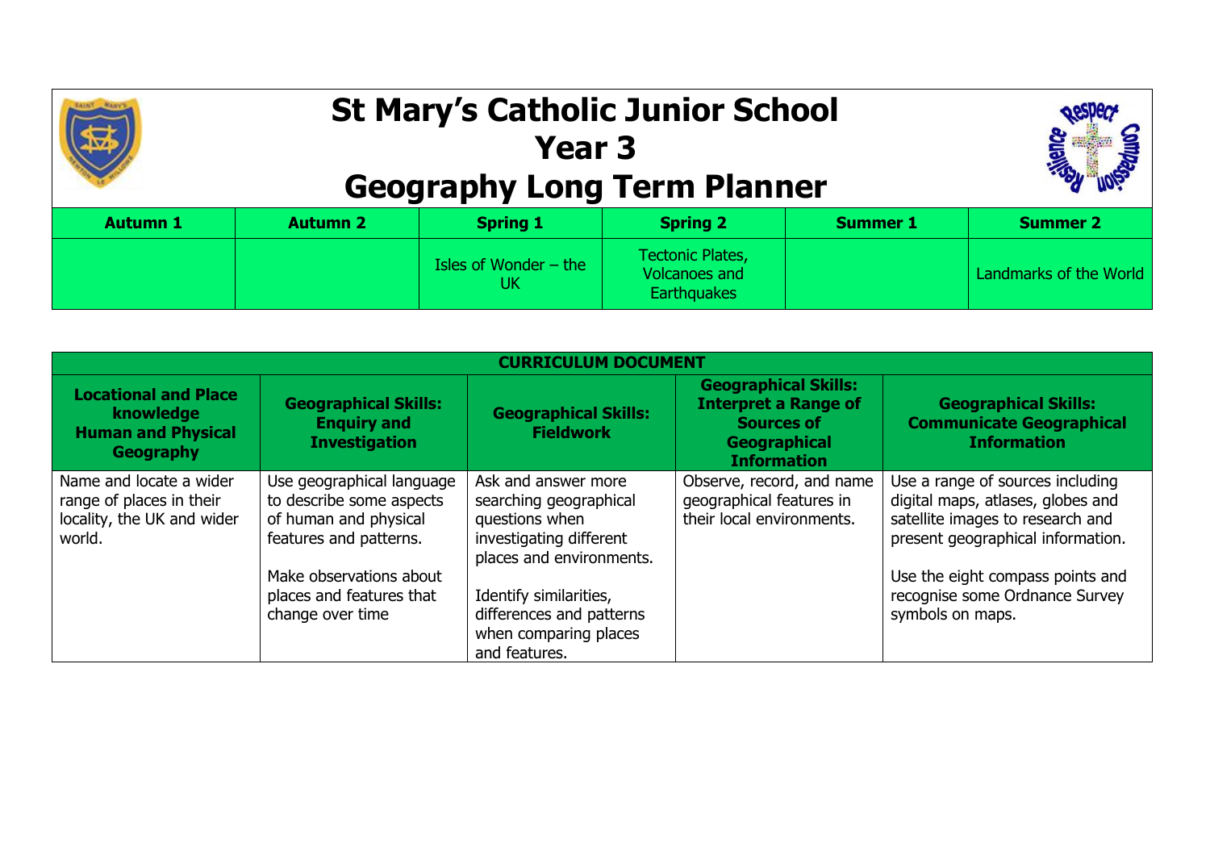# St Mary's Catholic Junior School
# Year 3
# Geography Long Term Planner

| Autumn 1 | Autumn 2 | Spring 1 | Spring 2 | Summer 1 | Summer 2 |
|---|---|---|---|---|---|
| | | Isles of Wonder – the UK | Tectonic Plates, Volcanoes and Earthquakes | | Landmarks of the World |

| CURRICULUM DOCUMENT | | | | |
|---|---|---|---|---|
| **Locational and Place knowledge Human and Physical Geography** | **Geographical Skills: Enquiry and Investigation** | **Geographical Skills: Fieldwork** | **Geographical Skills: Interpret a Range of Sources of Geographical Information** | **Geographical Skills: Communicate Geographical Information** |
| Name and locate a wider range of places in their locality, the UK and wider world. | Use geographical language to describe some aspects of human and physical features and patterns.<br><br>Make observations about places and features that change over time | Ask and answer more searching geographical questions when investigating different places and environments.<br><br>Identify similarities, differences and patterns when comparing places and features. | Observe, record, and name geographical features in their local environments. | Use a range of sources including digital maps, atlases, globes and satellite images to research and present geographical information.<br><br>Use the eight compass points and recognise some Ordnance Survey symbols on maps. |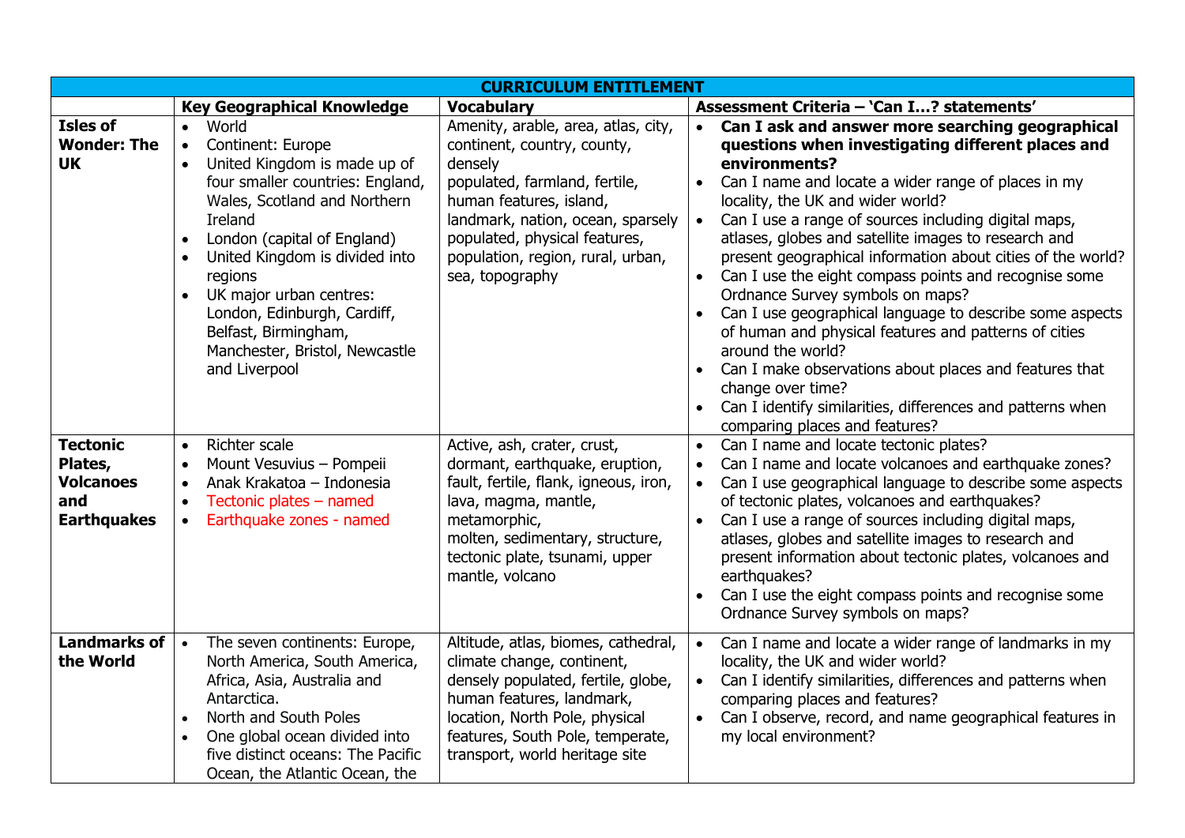| CURRICULUM ENTITLEMENT | | | |
|---|---|---|---|
| | **Key Geographical Knowledge** | **Vocabulary** | **Assessment Criteria – 'Can I…? statements'** |
| **Isles of Wonder: The UK** | • World<br>• Continent: Europe<br>• United Kingdom is made up of four smaller countries: England, Wales, Scotland and Northern Ireland<br>• London (capital of England)<br>• United Kingdom is divided into regions<br>• UK major urban centres: London, Edinburgh, Cardiff, Belfast, Birmingham, Manchester, Bristol, Newcastle and Liverpool | Amenity, arable, area, atlas, city, continent, country, county, densely populated, farmland, fertile, human features, island, landmark, nation, ocean, sparsely populated, physical features, population, region, rural, urban, sea, topography | • **Can I ask and answer more searching geographical questions when investigating different places and environments?**<br>• Can I name and locate a wider range of places in my locality, the UK and wider world?<br>• Can I use a range of sources including digital maps, atlases, globes and satellite images to research and present geographical information about cities of the world?<br>• Can I use the eight compass points and recognise some Ordnance Survey symbols on maps?<br>• Can I use geographical language to describe some aspects of human and physical features and patterns of cities around the world?<br>• Can I make observations about places and features that change over time?<br>• Can I identify similarities, differences and patterns when comparing places and features? |
| **Tectonic Plates, Volcanoes and Earthquakes** | • Richter scale<br>• Mount Vesuvius – Pompeii<br>• Anak Krakatoa – Indonesia<br>• Tectonic plates – named<br>• Earthquake zones - named | Active, ash, crater, crust, dormant, earthquake, eruption, fault, fertile, flank, igneous, iron, lava, magma, mantle, metamorphic, molten, sedimentary, structure, tectonic plate, tsunami, upper mantle, volcano | • Can I name and locate tectonic plates?<br>• Can I name and locate volcanoes and earthquake zones?<br>• Can I use geographical language to describe some aspects of tectonic plates, volcanoes and earthquakes?<br>• Can I use a range of sources including digital maps, atlases, globes and satellite images to research and present information about tectonic plates, volcanoes and earthquakes?<br>• Can I use the eight compass points and recognise some Ordnance Survey symbols on maps? |
| **Landmarks of the World** | • The seven continents: Europe, North America, South America, Africa, Asia, Australia and Antarctica.<br>• North and South Poles<br>• One global ocean divided into five distinct oceans: The Pacific Ocean, the Atlantic Ocean, the | Altitude, atlas, biomes, cathedral, climate change, continent, densely populated, fertile, globe, human features, landmark, location, North Pole, physical features, South Pole, temperate, transport, world heritage site | • Can I name and locate a wider range of landmarks in my locality, the UK and wider world?<br>• Can I identify similarities, differences and patterns when comparing places and features?<br>• Can I observe, record, and name geographical features in my local environment? |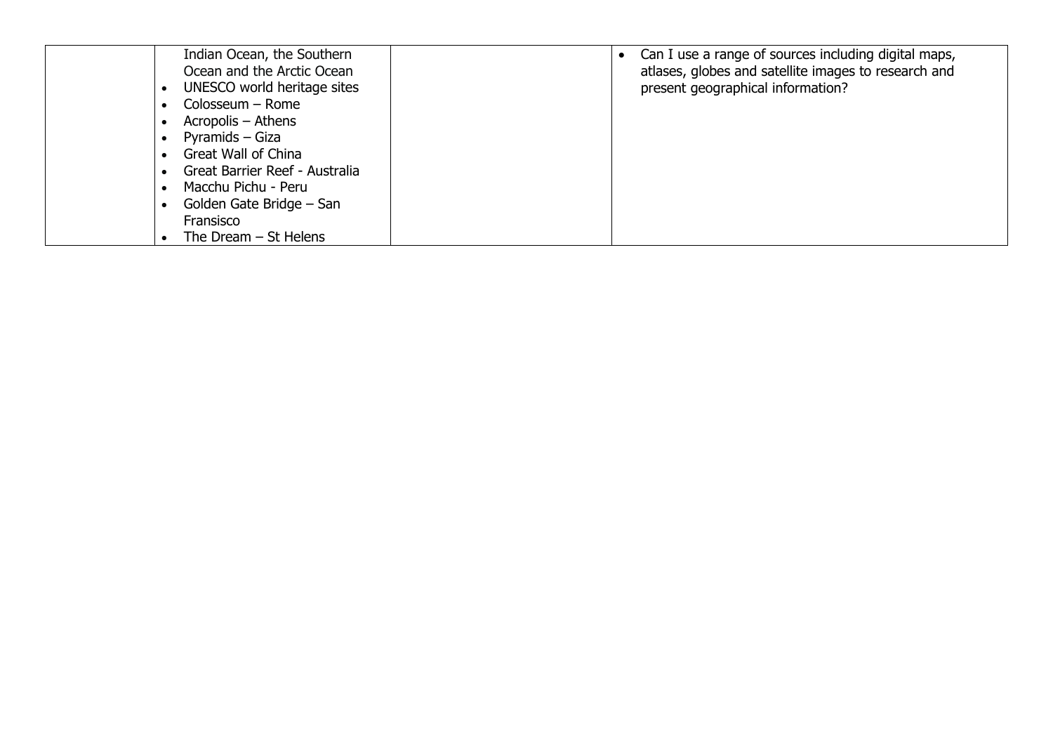| | | | |
|---|---|---|---|
| | Indian Ocean, the Southern Ocean and the Arctic Ocean<br>• UNESCO world heritage sites<br>• Colosseum – Rome<br>• Acropolis – Athens<br>• Pyramids – Giza<br>• Great Wall of China<br>• Great Barrier Reef - Australia<br>• Macchu Pichu - Peru<br>• Golden Gate Bridge – San Fransisco<br>• The Dream – St Helens | | • Can I use a range of sources including digital maps, atlases, globes and satellite images to research and present geographical information? |